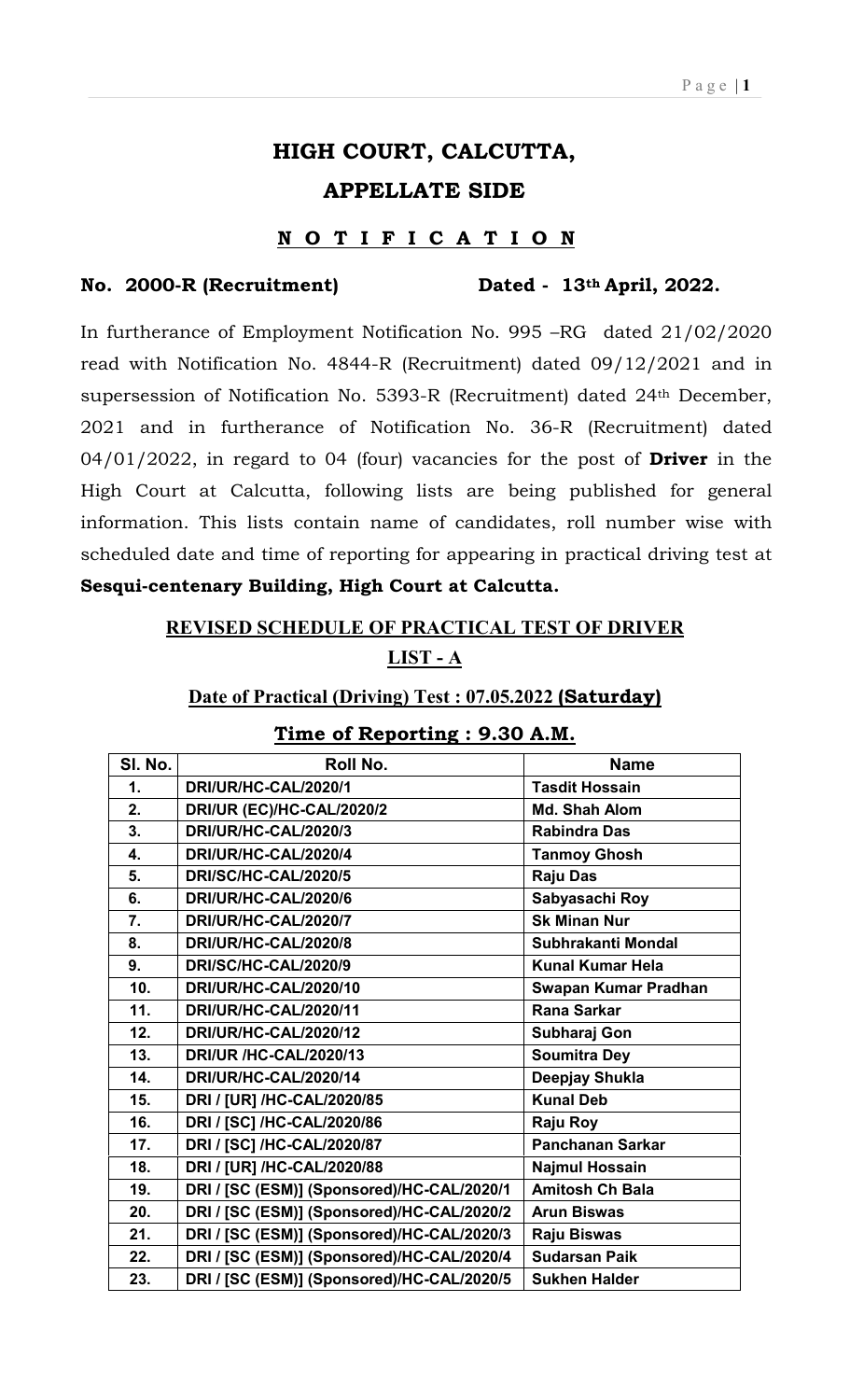# HIGH COURT, CALCUTTA,

# APPELLATE SIDE

## N O T I F I C A T I O N

**No. 2000-R (Recruitment) Dated - 13th April, 2022.**

In furtherance of Employment Notification No. 995 –RG dated 21/02/2020 read with Notification No. 4844-R (Recruitment) dated 09/12/2021 and in supersession of Notification No. 5393-R (Recruitment) dated 24th December, 2021 and in furtherance of Notification No. 36-R (Recruitment) dated 04/01/2022, in regard to 04 (four) vacancies for the post of **Driver** in the High Court at Calcutta, following lists are being published for general information. This lists contain name of candidates, roll number wise with scheduled date and time of reporting for appearing in practical driving test at **Sesqui-centenary Building, High Court at Calcutta.**

## REVISED SCHEDULE OF PRACTICAL TEST OF DRIVER

## LIST - A

### Date of Practical (Driving) Test : 07.05.2022 (Saturday)

### Time of Reporting : 9.30 A.M.

| Sl. No. | Roll No. | Name |
|---|---|---|
| 1. | DRI/UR/HC-CAL/2020/1 | Tasdit Hossain |
| 2. | DRI/UR (EC)/HC-CAL/2020/2 | Md. Shah Alom |
| 3. | DRI/UR/HC-CAL/2020/3 | Rabindra Das |
| 4. | DRI/UR/HC-CAL/2020/4 | Tanmoy Ghosh |
| 5. | DRI/SC/HC-CAL/2020/5 | Raju Das |
| 6. | DRI/UR/HC-CAL/2020/6 | Sabyasachi Roy |
| 7. | DRI/UR/HC-CAL/2020/7 | Sk Minan Nur |
| 8. | DRI/UR/HC-CAL/2020/8 | Subhrakanti Mondal |
| 9. | DRI/SC/HC-CAL/2020/9 | Kunal Kumar Hela |
| 10. | DRI/UR/HC-CAL/2020/10 | Swapan Kumar Pradhan |
| 11. | DRI/UR/HC-CAL/2020/11 | Rana Sarkar |
| 12. | DRI/UR/HC-CAL/2020/12 | Subharaj Gon |
| 13. | DRI/UR /HC-CAL/2020/13 | Soumitra Dey |
| 14. | DRI/UR/HC-CAL/2020/14 | Deepjay Shukla |
| 15. | DRI / [UR] /HC-CAL/2020/85 | Kunal Deb |
| 16. | DRI / [SC] /HC-CAL/2020/86 | Raju Roy |
| 17. | DRI / [SC] /HC-CAL/2020/87 | Panchanan Sarkar |
| 18. | DRI / [UR] /HC-CAL/2020/88 | Najmul Hossain |
| 19. | DRI / [SC (ESM)] (Sponsored)/HC-CAL/2020/1 | Amitosh Ch Bala |
| 20. | DRI / [SC (ESM)] (Sponsored)/HC-CAL/2020/2 | Arun Biswas |
| 21. | DRI / [SC (ESM)] (Sponsored)/HC-CAL/2020/3 | Raju Biswas |
| 22. | DRI / [SC (ESM)] (Sponsored)/HC-CAL/2020/4 | Sudarsan Paik |
| 23. | DRI / [SC (ESM)] (Sponsored)/HC-CAL/2020/5 | Sukhen Halder |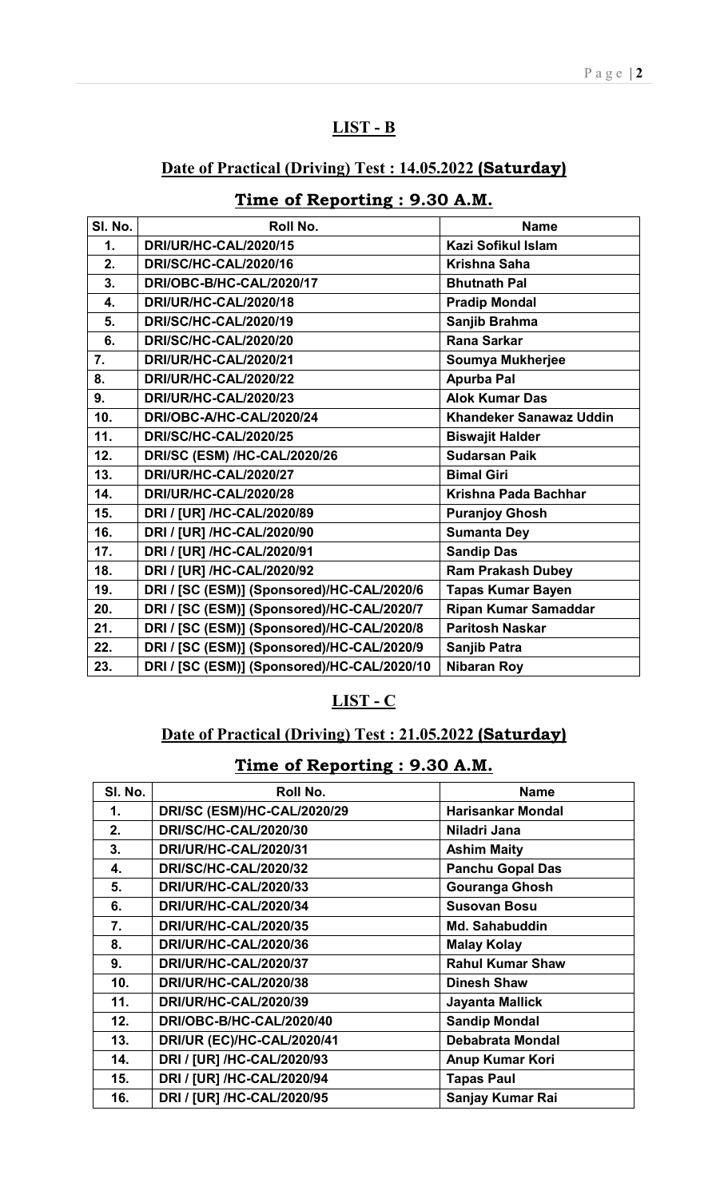## LIST - B

### Date of Practical (Driving) Test : 14.05.2022 (Saturday)

### Time of Reporting : 9.30 A.M.

| Sl. No. | Roll No. | Name |
|---|---|---|
| 1. | DRI/UR/HC-CAL/2020/15 | Kazi Sofikul Islam |
| 2. | DRI/SC/HC-CAL/2020/16 | Krishna Saha |
| 3. | DRI/OBC-B/HC-CAL/2020/17 | Bhutnath Pal |
| 4. | DRI/UR/HC-CAL/2020/18 | Pradip Mondal |
| 5. | DRI/SC/HC-CAL/2020/19 | Sanjib Brahma |
| 6. | DRI/SC/HC-CAL/2020/20 | Rana Sarkar |
| 7. | DRI/UR/HC-CAL/2020/21 | Soumya Mukherjee |
| 8. | DRI/UR/HC-CAL/2020/22 | Apurba Pal |
| 9. | DRI/UR/HC-CAL/2020/23 | Alok Kumar Das |
| 10. | DRI/OBC-A/HC-CAL/2020/24 | Khandeker Sanawaz Uddin |
| 11. | DRI/SC/HC-CAL/2020/25 | Biswajit Halder |
| 12. | DRI/SC (ESM) /HC-CAL/2020/26 | Sudarsan Paik |
| 13. | DRI/UR/HC-CAL/2020/27 | Bimal Giri |
| 14. | DRI/UR/HC-CAL/2020/28 | Krishna Pada Bachhar |
| 15. | DRI / [UR] /HC-CAL/2020/89 | Puranjoy Ghosh |
| 16. | DRI / [UR] /HC-CAL/2020/90 | Sumanta Dey |
| 17. | DRI / [UR] /HC-CAL/2020/91 | Sandip Das |
| 18. | DRI / [UR] /HC-CAL/2020/92 | Ram Prakash Dubey |
| 19. | DRI / [SC (ESM)] (Sponsored)/HC-CAL/2020/6 | Tapas Kumar Bayen |
| 20. | DRI / [SC (ESM)] (Sponsored)/HC-CAL/2020/7 | Ripan Kumar Samaddar |
| 21. | DRI / [SC (ESM)] (Sponsored)/HC-CAL/2020/8 | Paritosh Naskar |
| 22. | DRI / [SC (ESM)] (Sponsored)/HC-CAL/2020/9 | Sanjib Patra |
| 23. | DRI / [SC (ESM)] (Sponsored)/HC-CAL/2020/10 | Nibaran Roy |

## LIST - C

### Date of Practical (Driving) Test : 21.05.2022 (Saturday)

### Time of Reporting : 9.30 A.M.

| Sl. No. | Roll No. | Name |
|---|---|---|
| 1. | DRI/SC (ESM)/HC-CAL/2020/29 | Harisankar Mondal |
| 2. | DRI/SC/HC-CAL/2020/30 | Niladri Jana |
| 3. | DRI/UR/HC-CAL/2020/31 | Ashim Maity |
| 4. | DRI/SC/HC-CAL/2020/32 | Panchu Gopal Das |
| 5. | DRI/UR/HC-CAL/2020/33 | Gouranga Ghosh |
| 6. | DRI/UR/HC-CAL/2020/34 | Susovan Bosu |
| 7. | DRI/UR/HC-CAL/2020/35 | Md. Sahabuddin |
| 8. | DRI/UR/HC-CAL/2020/36 | Malay Kolay |
| 9. | DRI/UR/HC-CAL/2020/37 | Rahul Kumar Shaw |
| 10. | DRI/UR/HC-CAL/2020/38 | Dinesh Shaw |
| 11. | DRI/UR/HC-CAL/2020/39 | Jayanta Mallick |
| 12. | DRI/OBC-B/HC-CAL/2020/40 | Sandip Mondal |
| 13. | DRI/UR (EC)/HC-CAL/2020/41 | Debabrata Mondal |
| 14. | DRI / [UR] /HC-CAL/2020/93 | Anup Kumar Kori |
| 15. | DRI / [UR] /HC-CAL/2020/94 | Tapas Paul |
| 16. | DRI / [UR] /HC-CAL/2020/95 | Sanjay Kumar Rai |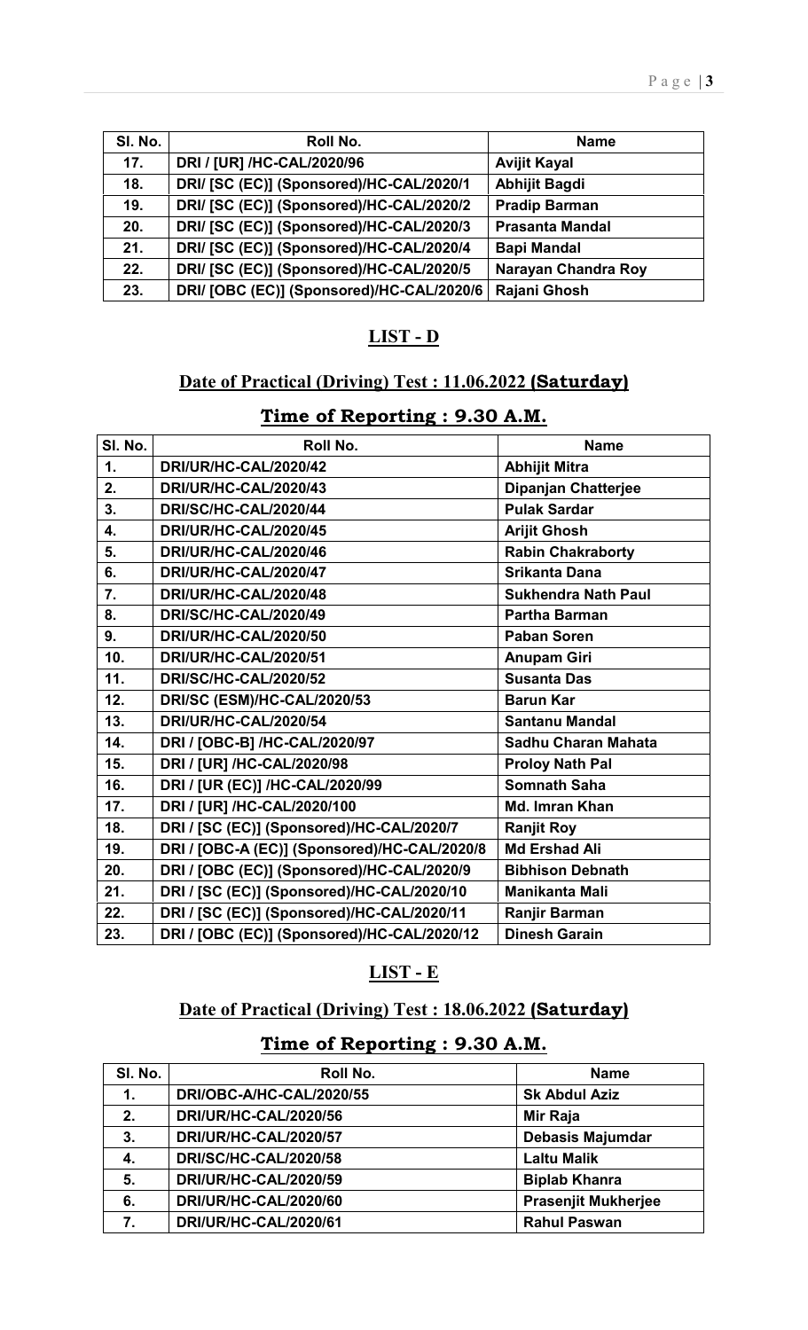| Sl. No. | Roll No. | Name |
|---|---|---|
| 17. | DRI / [UR] /HC-CAL/2020/96 | Avijit Kayal |
| 18. | DRI/ [SC (EC)] (Sponsored)/HC-CAL/2020/1 | Abhijit Bagdi |
| 19. | DRI/ [SC (EC)] (Sponsored)/HC-CAL/2020/2 | Pradip Barman |
| 20. | DRI/ [SC (EC)] (Sponsored)/HC-CAL/2020/3 | Prasanta Mandal |
| 21. | DRI/ [SC (EC)] (Sponsored)/HC-CAL/2020/4 | Bapi Mandal |
| 22. | DRI/ [SC (EC)] (Sponsored)/HC-CAL/2020/5 | Narayan Chandra Roy |
| 23. | DRI/ [OBC (EC)] (Sponsored)/HC-CAL/2020/6 | Rajani Ghosh |

## LIST - D

### Date of Practical (Driving) Test : 11.06.2022 (Saturday)

### Time of Reporting : 9.30 A.M.

| Sl. No. | Roll No. | Name |
|---|---|---|
| 1. | DRI/UR/HC-CAL/2020/42 | Abhijit Mitra |
| 2. | DRI/UR/HC-CAL/2020/43 | Dipanjan Chatterjee |
| 3. | DRI/SC/HC-CAL/2020/44 | Pulak Sardar |
| 4. | DRI/UR/HC-CAL/2020/45 | Arijit Ghosh |
| 5. | DRI/UR/HC-CAL/2020/46 | Rabin Chakraborty |
| 6. | DRI/UR/HC-CAL/2020/47 | Srikanta Dana |
| 7. | DRI/UR/HC-CAL/2020/48 | Sukhendra Nath Paul |
| 8. | DRI/SC/HC-CAL/2020/49 | Partha Barman |
| 9. | DRI/UR/HC-CAL/2020/50 | Paban Soren |
| 10. | DRI/UR/HC-CAL/2020/51 | Anupam Giri |
| 11. | DRI/SC/HC-CAL/2020/52 | Susanta Das |
| 12. | DRI/SC (ESM)/HC-CAL/2020/53 | Barun Kar |
| 13. | DRI/UR/HC-CAL/2020/54 | Santanu Mandal |
| 14. | DRI / [OBC-B] /HC-CAL/2020/97 | Sadhu Charan Mahata |
| 15. | DRI / [UR] /HC-CAL/2020/98 | Proloy Nath Pal |
| 16. | DRI / [UR (EC)] /HC-CAL/2020/99 | Somnath Saha |
| 17. | DRI / [UR] /HC-CAL/2020/100 | Md. Imran Khan |
| 18. | DRI / [SC (EC)] (Sponsored)/HC-CAL/2020/7 | Ranjit Roy |
| 19. | DRI / [OBC-A (EC)] (Sponsored)/HC-CAL/2020/8 | Md Ershad Ali |
| 20. | DRI / [OBC (EC)] (Sponsored)/HC-CAL/2020/9 | Bibhison Debnath |
| 21. | DRI / [SC (EC)] (Sponsored)/HC-CAL/2020/10 | Manikanta Mali |
| 22. | DRI / [SC (EC)] (Sponsored)/HC-CAL/2020/11 | Ranjir Barman |
| 23. | DRI / [OBC (EC)] (Sponsored)/HC-CAL/2020/12 | Dinesh Garain |

## LIST - E

### Date of Practical (Driving) Test : 18.06.2022 (Saturday)

### Time of Reporting : 9.30 A.M.

| Sl. No. | Roll No. | Name |
|---|---|---|
| 1. | DRI/OBC-A/HC-CAL/2020/55 | Sk Abdul Aziz |
| 2. | DRI/UR/HC-CAL/2020/56 | Mir Raja |
| 3. | DRI/UR/HC-CAL/2020/57 | Debasis Majumdar |
| 4. | DRI/SC/HC-CAL/2020/58 | Laltu Malik |
| 5. | DRI/UR/HC-CAL/2020/59 | Biplab Khanra |
| 6. | DRI/UR/HC-CAL/2020/60 | Prasenjit Mukherjee |
| 7. | DRI/UR/HC-CAL/2020/61 | Rahul Paswan |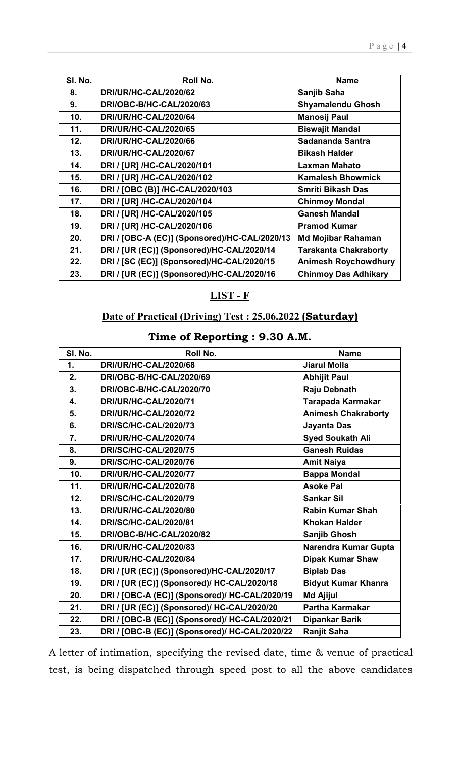| Sl. No. | Roll No. | Name |
|---|---|---|
| 8. | DRI/UR/HC-CAL/2020/62 | Sanjib Saha |
| 9. | DRI/OBC-B/HC-CAL/2020/63 | Shyamalendu Ghosh |
| 10. | DRI/UR/HC-CAL/2020/64 | Manosij Paul |
| 11. | DRI/UR/HC-CAL/2020/65 | Biswajit Mandal |
| 12. | DRI/UR/HC-CAL/2020/66 | Sadananda Santra |
| 13. | DRI/UR/HC-CAL/2020/67 | Bikash Halder |
| 14. | DRI / [UR] /HC-CAL/2020/101 | Laxman Mahato |
| 15. | DRI / [UR] /HC-CAL/2020/102 | Kamalesh Bhowmick |
| 16. | DRI / [OBC (B)] /HC-CAL/2020/103 | Smriti Bikash Das |
| 17. | DRI / [UR] /HC-CAL/2020/104 | Chinmoy Mondal |
| 18. | DRI / [UR] /HC-CAL/2020/105 | Ganesh Mandal |
| 19. | DRI / [UR] /HC-CAL/2020/106 | Pramod Kumar |
| 20. | DRI / [OBC-A (EC)] (Sponsored)/HC-CAL/2020/13 | Md Mojibar Rahaman |
| 21. | DRI / [UR (EC)] (Sponsored)/HC-CAL/2020/14 | Tarakanta Chakraborty |
| 22. | DRI / [SC (EC)] (Sponsored)/HC-CAL/2020/15 | Animesh Roychowdhury |
| 23. | DRI / [UR (EC)] (Sponsored)/HC-CAL/2020/16 | Chinmoy Das Adhikary |

## LIST - F

### Date of Practical (Driving) Test : 25.06.2022 (Saturday)

### Time of Reporting : 9.30 A.M.

| Sl. No. | Roll No. | Name |
|---|---|---|
| 1. | DRI/UR/HC-CAL/2020/68 | Jiarul Molla |
| 2. | DRI/OBC-B/HC-CAL/2020/69 | Abhijit Paul |
| 3. | DRI/OBC-B/HC-CAL/2020/70 | Raju Debnath |
| 4. | DRI/UR/HC-CAL/2020/71 | Tarapada Karmakar |
| 5. | DRI/UR/HC-CAL/2020/72 | Animesh Chakraborty |
| 6. | DRI/SC/HC-CAL/2020/73 | Jayanta Das |
| 7. | DRI/UR/HC-CAL/2020/74 | Syed Soukath Ali |
| 8. | DRI/SC/HC-CAL/2020/75 | Ganesh Ruidas |
| 9. | DRI/SC/HC-CAL/2020/76 | Amit Naiya |
| 10. | DRI/UR/HC-CAL/2020/77 | Bappa Mondal |
| 11. | DRI/UR/HC-CAL/2020/78 | Asoke Pal |
| 12. | DRI/SC/HC-CAL/2020/79 | Sankar Sil |
| 13. | DRI/UR/HC-CAL/2020/80 | Rabin Kumar Shah |
| 14. | DRI/SC/HC-CAL/2020/81 | Khokan Halder |
| 15. | DRI/OBC-B/HC-CAL/2020/82 | Sanjib Ghosh |
| 16. | DRI/UR/HC-CAL/2020/83 | Narendra Kumar Gupta |
| 17. | DRI/UR/HC-CAL/2020/84 | Dipak Kumar Shaw |
| 18. | DRI / [UR (EC)] (Sponsored)/HC-CAL/2020/17 | Biplab Das |
| 19. | DRI / [UR (EC)] (Sponsored)/ HC-CAL/2020/18 | Bidyut Kumar Khanra |
| 20. | DRI / [OBC-A (EC)] (Sponsored)/ HC-CAL/2020/19 | Md Ajijul |
| 21. | DRI / [UR (EC)] (Sponsored)/ HC-CAL/2020/20 | Partha Karmakar |
| 22. | DRI / [OBC-B (EC)] (Sponsored)/ HC-CAL/2020/21 | Dipankar Barik |
| 23. | DRI / [OBC-B (EC)] (Sponsored)/ HC-CAL/2020/22 | Ranjit Saha |

A letter of intimation, specifying the revised date, time & venue of practical test, is being dispatched through speed post to all the above candidates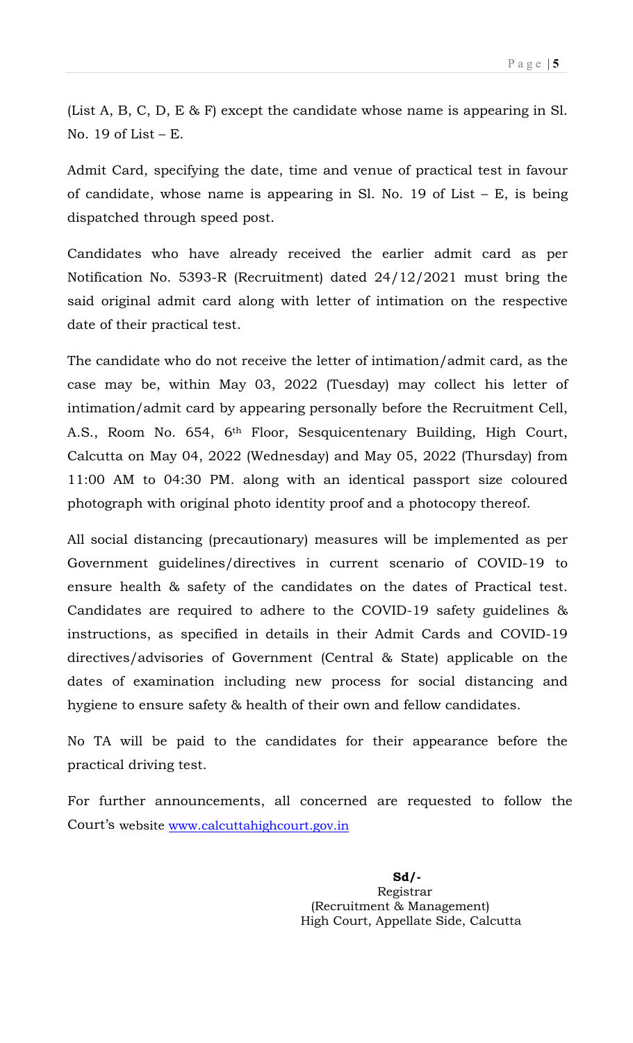(List A, B, C, D, E & F) except the candidate whose name is appearing in Sl. No. 19 of List – E.

Admit Card, specifying the date, time and venue of practical test in favour of candidate, whose name is appearing in Sl. No. 19 of List – E, is being dispatched through speed post.

Candidates who have already received the earlier admit card as per Notification No. 5393-R (Recruitment) dated 24/12/2021 must bring the said original admit card along with letter of intimation on the respective date of their practical test.

The candidate who do not receive the letter of intimation/admit card, as the case may be, within May 03, 2022 (Tuesday) may collect his letter of intimation/admit card by appearing personally before the Recruitment Cell, A.S., Room No. 654, 6th Floor, Sesquicentenary Building, High Court, Calcutta on May 04, 2022 (Wednesday) and May 05, 2022 (Thursday) from 11:00 AM to 04:30 PM. along with an identical passport size coloured photograph with original photo identity proof and a photocopy thereof.

All social distancing (precautionary) measures will be implemented as per Government guidelines/directives in current scenario of COVID-19 to ensure health & safety of the candidates on the dates of Practical test. Candidates are required to adhere to the COVID-19 safety guidelines & instructions, as specified in details in their Admit Cards and COVID-19 directives/advisories of Government (Central & State) applicable on the dates of examination including new process for social distancing and hygiene to ensure safety & health of their own and fellow candidates.

No TA will be paid to the candidates for their appearance before the practical driving test.

For further announcements, all concerned are requested to follow the Court's website www.calcuttahighcourt.gov.in

**Sd/-**
Registrar
(Recruitment & Management)
High Court, Appellate Side, Calcutta